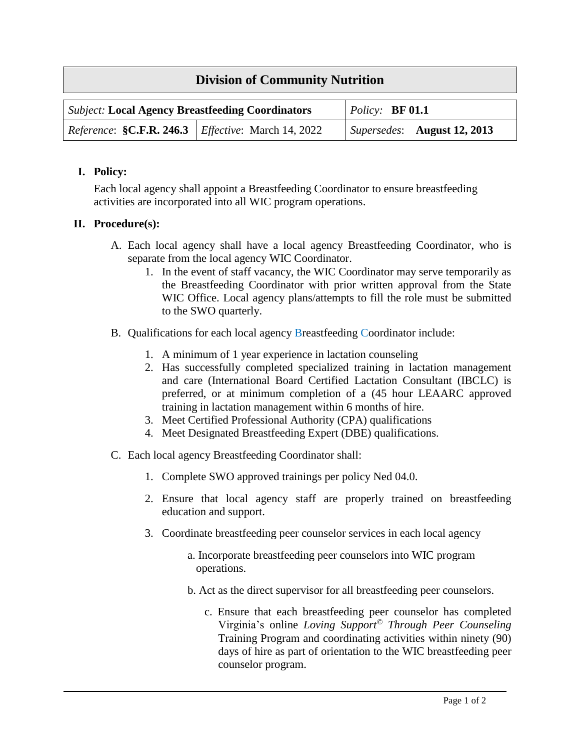# Division of Community Nutrition

| *Subject:* **Local Agency Breastfeeding Coordinators** | | *Policy:* **BF 01.1** |
|---|---|---|
| *Reference*: **§C.F.R. 246.3** | *Effective*: March 14, 2022 | *Supersedes*: **August 12, 2013** |

## I. Policy:

Each local agency shall appoint a Breastfeeding Coordinator to ensure breastfeeding activities are incorporated into all WIC program operations.

## II. Procedure(s):

A. Each local agency shall have a local agency Breastfeeding Coordinator, who is separate from the local agency WIC Coordinator.

1. In the event of staff vacancy, the WIC Coordinator may serve temporarily as the Breastfeeding Coordinator with prior written approval from the State WIC Office. Local agency plans/attempts to fill the role must be submitted to the SWO quarterly.

B. Qualifications for each local agency Breastfeeding Coordinator include:

1. A minimum of 1 year experience in lactation counseling
2. Has successfully completed specialized training in lactation management and care (International Board Certified Lactation Consultant (IBCLC) is preferred, or at minimum completion of a (45 hour LEAARC approved training in lactation management within 6 months of hire.
3. Meet Certified Professional Authority (CPA) qualifications
4. Meet Designated Breastfeeding Expert (DBE) qualifications.

C. Each local agency Breastfeeding Coordinator shall:

1. Complete SWO approved trainings per policy Ned 04.0.

2. Ensure that local agency staff are properly trained on breastfeeding education and support.

3. Coordinate breastfeeding peer counselor services in each local agency

   a. Incorporate breastfeeding peer counselors into WIC program operations.

   b. Act as the direct supervisor for all breastfeeding peer counselors.

   c. Ensure that each breastfeeding peer counselor has completed Virginia's online *Loving Support© Through Peer Counseling* Training Program and coordinating activities within ninety (90) days of hire as part of orientation to the WIC breastfeeding peer counselor program.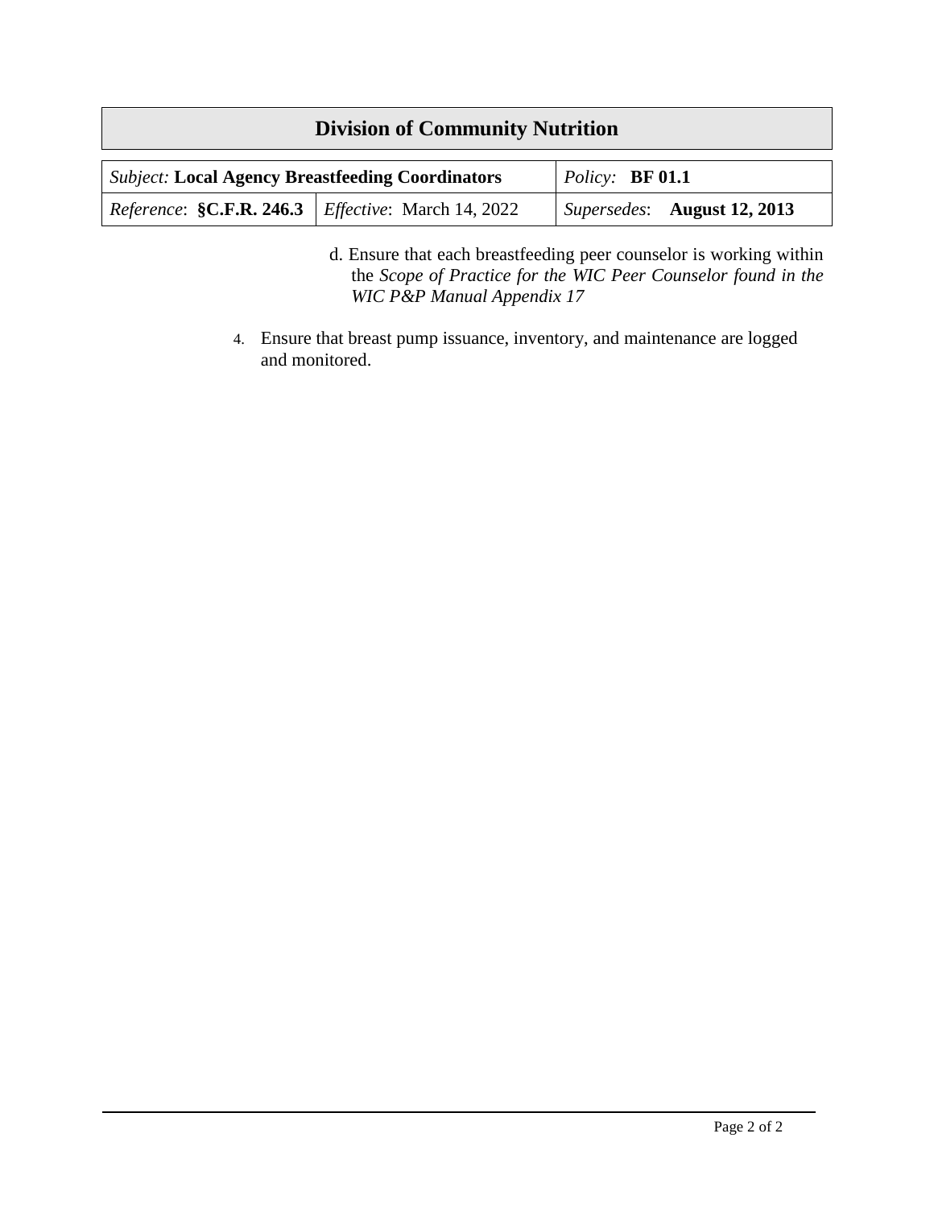# Division of Community Nutrition

| | | |
|---|---|---|
| *Subject:* **Local Agency Breastfeeding Coordinators** | | *Policy:* **BF 01.1** |
| *Reference*: **§C.F.R. 246.3** | *Effective*: March 14, 2022 | *Supersedes*: **August 12, 2013** |

d. Ensure that each breastfeeding peer counselor is working within the *Scope of Practice for the WIC Peer Counselor found in the WIC P&P Manual Appendix 17*

4. Ensure that breast pump issuance, inventory, and maintenance are logged and monitored.